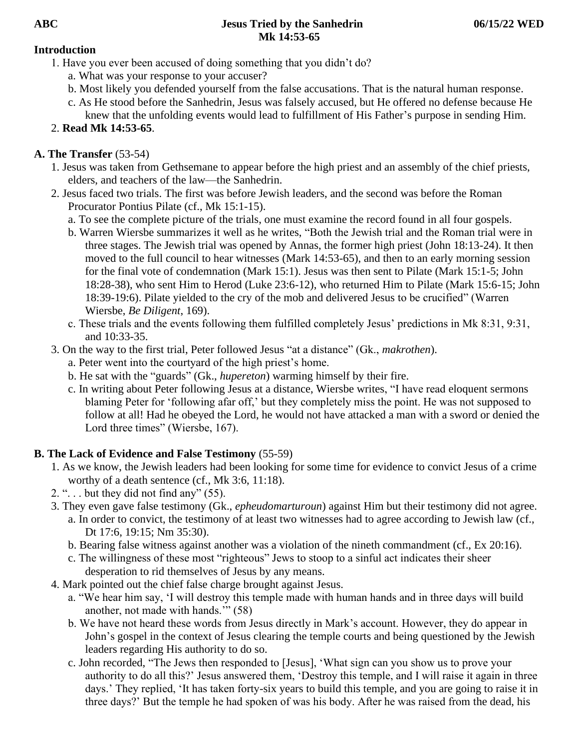**ABC** **Jesus Tried by the Sanhedrin** **06/15/22 WED**

**Mk 14:53-65**

**Introduction**

1. Have you ever been accused of doing something that you didn't do?
   a. What was your response to your accuser?
   b. Most likely you defended yourself from the false accusations. That is the natural human response.
   c. As He stood before the Sanhedrin, Jesus was falsely accused, but He offered no defense because He knew that the unfolding events would lead to fulfillment of His Father's purpose in sending Him.
2. **Read Mk 14:53-65**.

**A. The Transfer** (53-54)

1. Jesus was taken from Gethsemane to appear before the high priest and an assembly of the chief priests, elders, and teachers of the law—the Sanhedrin.
2. Jesus faced two trials. The first was before Jewish leaders, and the second was before the Roman Procurator Pontius Pilate (cf., Mk 15:1-15).
   a. To see the complete picture of the trials, one must examine the record found in all four gospels.
   b. Warren Wiersbe summarizes it well as he writes, "Both the Jewish trial and the Roman trial were in three stages. The Jewish trial was opened by Annas, the former high priest (John 18:13-24). It then moved to the full council to hear witnesses (Mark 14:53-65), and then to an early morning session for the final vote of condemnation (Mark 15:1). Jesus was then sent to Pilate (Mark 15:1-5; John 18:28-38), who sent Him to Herod (Luke 23:6-12), who returned Him to Pilate (Mark 15:6-15; John 18:39-19:6). Pilate yielded to the cry of the mob and delivered Jesus to be crucified" (Warren Wiersbe, *Be Diligent*, 169).
   c. These trials and the events following them fulfilled completely Jesus' predictions in Mk 8:31, 9:31, and 10:33-35.
3. On the way to the first trial, Peter followed Jesus "at a distance" (Gk., *makrothen*).
   a. Peter went into the courtyard of the high priest's home.
   b. He sat with the "guards" (Gk., *hupereton*) warming himself by their fire.
   c. In writing about Peter following Jesus at a distance, Wiersbe writes, "I have read eloquent sermons blaming Peter for 'following afar off,' but they completely miss the point. He was not supposed to follow at all! Had he obeyed the Lord, he would not have attacked a man with a sword or denied the Lord three times" (Wiersbe, 167).

**B. The Lack of Evidence and False Testimony** (55-59)

1. As we know, the Jewish leaders had been looking for some time for evidence to convict Jesus of a crime worthy of a death sentence (cf., Mk 3:6, 11:18).
2. ". . . but they did not find any" (55).
3. They even gave false testimony (Gk., *epheudomarturoun*) against Him but their testimony did not agree.
   a. In order to convict, the testimony of at least two witnesses had to agree according to Jewish law (cf., Dt 17:6, 19:15; Nm 35:30).
   b. Bearing false witness against another was a violation of the nineth commandment (cf., Ex 20:16).
   c. The willingness of these most "righteous" Jews to stoop to a sinful act indicates their sheer desperation to rid themselves of Jesus by any means.
4. Mark pointed out the chief false charge brought against Jesus.
   a. "We hear him say, 'I will destroy this temple made with human hands and in three days will build another, not made with hands.'" (58)
   b. We have not heard these words from Jesus directly in Mark's account. However, they do appear in John's gospel in the context of Jesus clearing the temple courts and being questioned by the Jewish leaders regarding His authority to do so.
   c. John recorded, "The Jews then responded to [Jesus], 'What sign can you show us to prove your authority to do all this?' Jesus answered them, 'Destroy this temple, and I will raise it again in three days.' They replied, 'It has taken forty-six years to build this temple, and you are going to raise it in three days?' But the temple he had spoken of was his body. After he was raised from the dead, his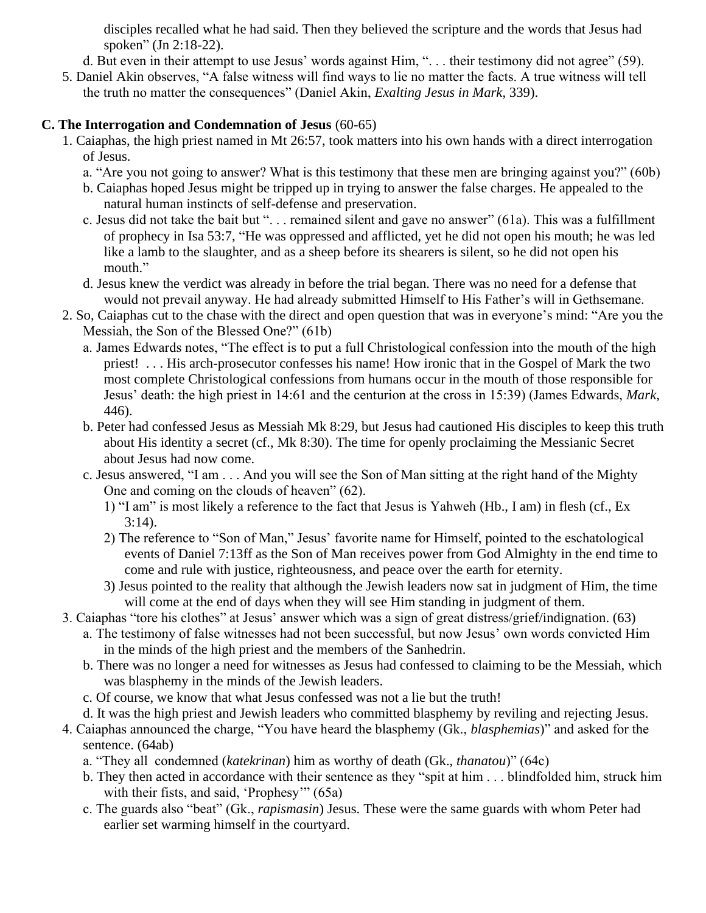disciples recalled what he had said. Then they believed the scripture and the words that Jesus had spoken" (Jn 2:18-22).

   d. But even in their attempt to use Jesus' words against Him, ". . . their testimony did not agree" (59).

5. Daniel Akin observes, "A false witness will find ways to lie no matter the facts. A true witness will tell the truth no matter the consequences" (Daniel Akin, *Exalting Jesus in Mark*, 339).

**C. The Interrogation and Condemnation of Jesus** (60-65)

1. Caiaphas, the high priest named in Mt 26:57, took matters into his own hands with a direct interrogation of Jesus.
   a. "Are you not going to answer? What is this testimony that these men are bringing against you?" (60b)
   b. Caiaphas hoped Jesus might be tripped up in trying to answer the false charges. He appealed to the natural human instincts of self-defense and preservation.
   c. Jesus did not take the bait but ". . . remained silent and gave no answer" (61a). This was a fulfillment of prophecy in Isa 53:7, "He was oppressed and afflicted, yet he did not open his mouth; he was led like a lamb to the slaughter, and as a sheep before its shearers is silent, so he did not open his mouth."
   d. Jesus knew the verdict was already in before the trial began. There was no need for a defense that would not prevail anyway. He had already submitted Himself to His Father's will in Gethsemane.
2. So, Caiaphas cut to the chase with the direct and open question that was in everyone's mind: "Are you the Messiah, the Son of the Blessed One?" (61b)
   a. James Edwards notes, "The effect is to put a full Christological confession into the mouth of the high priest! . . . His arch-prosecutor confesses his name! How ironic that in the Gospel of Mark the two most complete Christological confessions from humans occur in the mouth of those responsible for Jesus' death: the high priest in 14:61 and the centurion at the cross in 15:39) (James Edwards, *Mark*, 446).
   b. Peter had confessed Jesus as Messiah Mk 8:29, but Jesus had cautioned His disciples to keep this truth about His identity a secret (cf., Mk 8:30). The time for openly proclaiming the Messianic Secret about Jesus had now come.
   c. Jesus answered, "I am . . . And you will see the Son of Man sitting at the right hand of the Mighty One and coming on the clouds of heaven" (62).
      1) "I am" is most likely a reference to the fact that Jesus is Yahweh (Hb., I am) in flesh (cf., Ex 3:14).
      2) The reference to "Son of Man," Jesus' favorite name for Himself, pointed to the eschatological events of Daniel 7:13ff as the Son of Man receives power from God Almighty in the end time to come and rule with justice, righteousness, and peace over the earth for eternity.
      3) Jesus pointed to the reality that although the Jewish leaders now sat in judgment of Him, the time will come at the end of days when they will see Him standing in judgment of them.
3. Caiaphas "tore his clothes" at Jesus' answer which was a sign of great distress/grief/indignation. (63)
   a. The testimony of false witnesses had not been successful, but now Jesus' own words convicted Him in the minds of the high priest and the members of the Sanhedrin.
   b. There was no longer a need for witnesses as Jesus had confessed to claiming to be the Messiah, which was blasphemy in the minds of the Jewish leaders.
   c. Of course, we know that what Jesus confessed was not a lie but the truth!
   d. It was the high priest and Jewish leaders who committed blasphemy by reviling and rejecting Jesus.
4. Caiaphas announced the charge, "You have heard the blasphemy (Gk., *blasphemias*)" and asked for the sentence. (64ab)
   a. "They all condemned (*katekrinan*) him as worthy of death (Gk., *thanatou*)" (64c)
   b. They then acted in accordance with their sentence as they "spit at him . . . blindfolded him, struck him with their fists, and said, 'Prophesy'" (65a)
   c. The guards also "beat" (Gk., *rapismasin*) Jesus. These were the same guards with whom Peter had earlier set warming himself in the courtyard.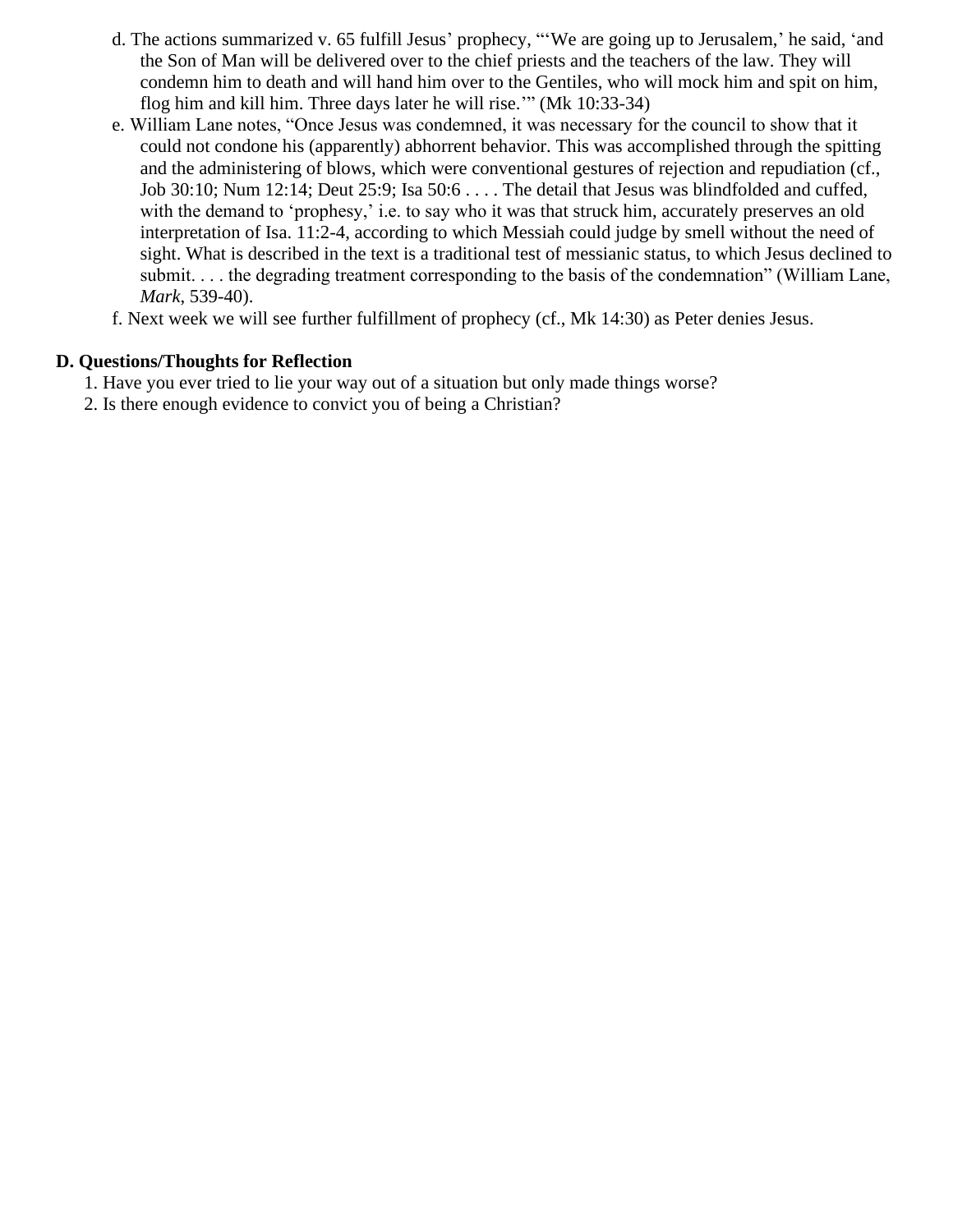d. The actions summarized v. 65 fulfill Jesus' prophecy, "'We are going up to Jerusalem,' he said, 'and the Son of Man will be delivered over to the chief priests and the teachers of the law. They will condemn him to death and will hand him over to the Gentiles, who will mock him and spit on him, flog him and kill him. Three days later he will rise.'" (Mk 10:33-34)

e. William Lane notes, "Once Jesus was condemned, it was necessary for the council to show that it could not condone his (apparently) abhorrent behavior. This was accomplished through the spitting and the administering of blows, which were conventional gestures of rejection and repudiation (cf., Job 30:10; Num 12:14; Deut 25:9; Isa 50:6 . . . . The detail that Jesus was blindfolded and cuffed, with the demand to 'prophesy,' i.e. to say who it was that struck him, accurately preserves an old interpretation of Isa. 11:2-4, according to which Messiah could judge by smell without the need of sight. What is described in the text is a traditional test of messianic status, to which Jesus declined to submit. . . . the degrading treatment corresponding to the basis of the condemnation" (William Lane, *Mark*, 539-40).

f. Next week we will see further fulfillment of prophecy (cf., Mk 14:30) as Peter denies Jesus.

**D. Questions/Thoughts for Reflection**

1. Have you ever tried to lie your way out of a situation but only made things worse?
2. Is there enough evidence to convict you of being a Christian?